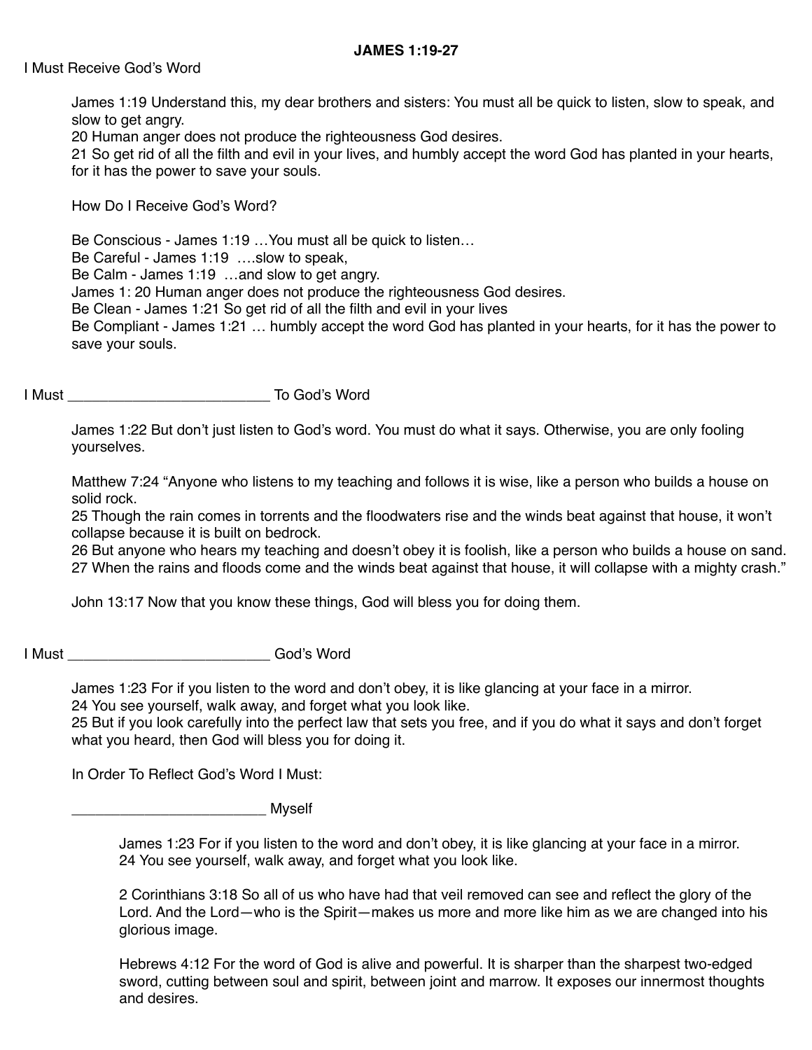# JAMES 1:19-27

## I Must Receive God's Word

James 1:19 Understand this, my dear brothers and sisters: You must all be quick to listen, slow to speak, and slow to get angry.
20 Human anger does not produce the righteousness God desires.
21 So get rid of all the filth and evil in your lives, and humbly accept the word God has planted in your hearts, for it has the power to save your souls.

How Do I Receive God's Word?

Be Conscious - James 1:19 …You must all be quick to listen…
Be Careful - James 1:19 ….slow to speak,
Be Calm - James 1:19 …and slow to get angry.
James 1: 20 Human anger does not produce the righteousness God desires.
Be Clean - James 1:21 So get rid of all the filth and evil in your lives
Be Compliant - James 1:21 … humbly accept the word God has planted in your hearts, for it has the power to save your souls.

## I Must _________________________ To God's Word

James 1:22 But don't just listen to God's word. You must do what it says. Otherwise, you are only fooling yourselves.

Matthew 7:24 "Anyone who listens to my teaching and follows it is wise, like a person who builds a house on solid rock.
25 Though the rain comes in torrents and the floodwaters rise and the winds beat against that house, it won't collapse because it is built on bedrock.
26 But anyone who hears my teaching and doesn't obey it is foolish, like a person who builds a house on sand.
27 When the rains and floods come and the winds beat against that house, it will collapse with a mighty crash."

John 13:17 Now that you know these things, God will bless you for doing them.

## I Must _________________________ God's Word

James 1:23 For if you listen to the word and don't obey, it is like glancing at your face in a mirror.
24 You see yourself, walk away, and forget what you look like.
25 But if you look carefully into the perfect law that sets you free, and if you do what it says and don't forget what you heard, then God will bless you for doing it.

In Order To Reflect God's Word I Must:

________________________ Myself

James 1:23 For if you listen to the word and don't obey, it is like glancing at your face in a mirror.
24 You see yourself, walk away, and forget what you look like.

2 Corinthians 3:18 So all of us who have had that veil removed can see and reflect the glory of the Lord. And the Lord—who is the Spirit—makes us more and more like him as we are changed into his glorious image.

Hebrews 4:12 For the word of God is alive and powerful. It is sharper than the sharpest two-edged sword, cutting between soul and spirit, between joint and marrow. It exposes our innermost thoughts and desires.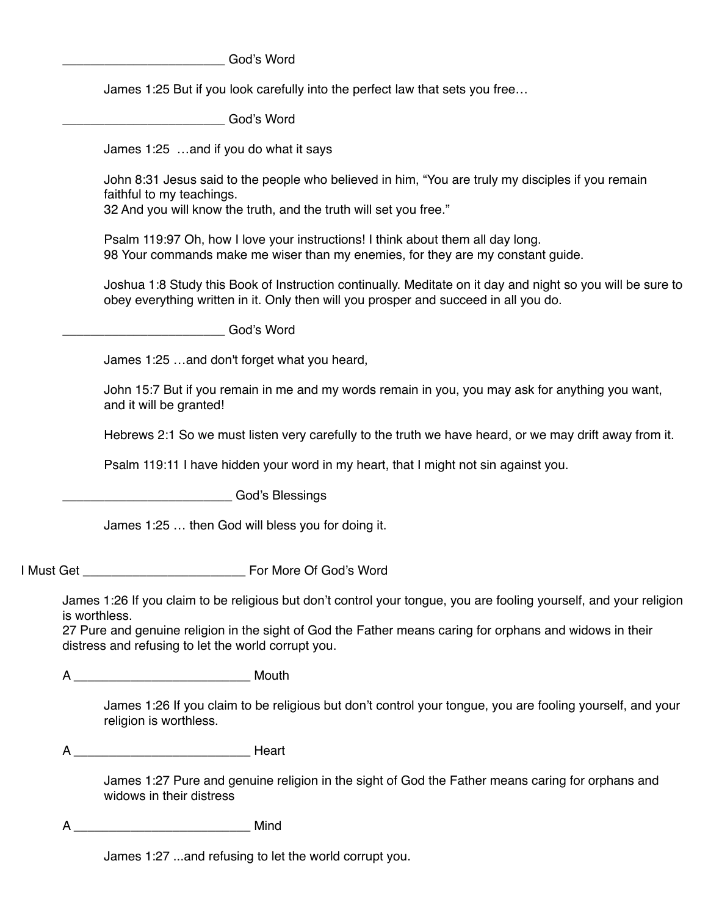_______________________ God's Word

James 1:25 But if you look carefully into the perfect law that sets you free…

_______________________ God's Word

James 1:25 …and if you do what it says

John 8:31 Jesus said to the people who believed in him, "You are truly my disciples if you remain faithful to my teachings.
32 And you will know the truth, and the truth will set you free."

Psalm 119:97 Oh, how I love your instructions! I think about them all day long.
98 Your commands make me wiser than my enemies, for they are my constant guide.

Joshua 1:8 Study this Book of Instruction continually. Meditate on it day and night so you will be sure to obey everything written in it. Only then will you prosper and succeed in all you do.

_______________________ God's Word

James 1:25 …and don't forget what you heard,

John 15:7 But if you remain in me and my words remain in you, you may ask for anything you want, and it will be granted!

Hebrews 2:1 So we must listen very carefully to the truth we have heard, or we may drift away from it.

Psalm 119:11 I have hidden your word in my heart, that I might not sin against you.

________________________ God's Blessings

James 1:25 … then God will bless you for doing it.

I Must Get _______________________ For More Of God's Word

James 1:26 If you claim to be religious but don't control your tongue, you are fooling yourself, and your religion is worthless.
27 Pure and genuine religion in the sight of God the Father means caring for orphans and widows in their distress and refusing to let the world corrupt you.

A _________________________ Mouth

James 1:26 If you claim to be religious but don't control your tongue, you are fooling yourself, and your religion is worthless.

A _________________________ Heart

James 1:27 Pure and genuine religion in the sight of God the Father means caring for orphans and widows in their distress

A _________________________ Mind

James 1:27 ...and refusing to let the world corrupt you.